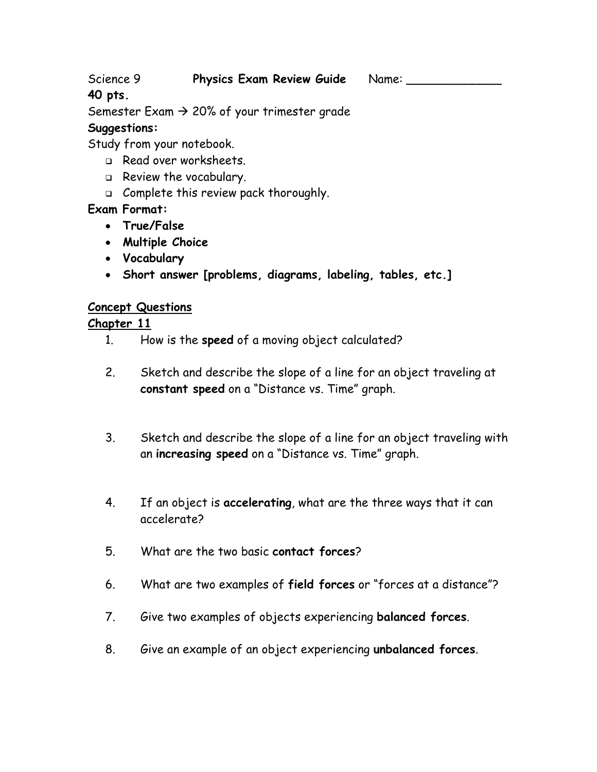Science 9 **Physics Exam Review Guide** Name: _____________

**40 pts.**

Semester Exam → 20% of your trimester grade

**Suggestions:**

Study from your notebook.

- Read over worksheets.
- Review the vocabulary.
- Complete this review pack thoroughly.

**Exam Format:**

- **True/False**
- **Multiple Choice**
- **Vocabulary**
- **Short answer [problems, diagrams, labeling, tables, etc.]**

<u>Concept Questions</u>

<u>Chapter 11</u>

1. How is the **speed** of a moving object calculated?

2. Sketch and describe the slope of a line for an object traveling at **constant speed** on a "Distance vs. Time" graph.

3. Sketch and describe the slope of a line for an object traveling with an **increasing speed** on a "Distance vs. Time" graph.

4. If an object is **accelerating**, what are the three ways that it can accelerate?

5. What are the two basic **contact forces**?

6. What are two examples of **field forces** or "forces at a distance"?

7. Give two examples of objects experiencing **balanced forces**.

8. Give an example of an object experiencing **unbalanced forces**.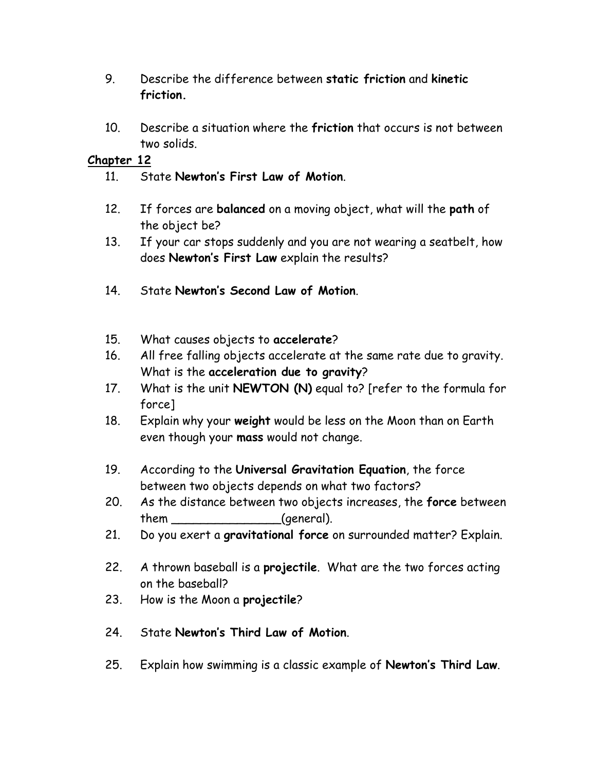9. Describe the difference between **static friction** and **kinetic friction.**

10. Describe a situation where the **friction** that occurs is not between two solids.

**Chapter 12**

11. State **Newton's First Law of Motion**.

12. If forces are **balanced** on a moving object, what will the **path** of the object be?
13. If your car stops suddenly and you are not wearing a seatbelt, how does **Newton's First Law** explain the results?

14. State **Newton's Second Law of Motion**.

15. What causes objects to **accelerate**?
16. All free falling objects accelerate at the same rate due to gravity. What is the **acceleration due to gravity**?
17. What is the unit **NEWTON (N)** equal to? [refer to the formula for force]
18. Explain why your **weight** would be less on the Moon than on Earth even though your **mass** would not change.

19. According to the **Universal Gravitation Equation**, the force between two objects depends on what two factors?
20. As the distance between two objects increases, the **force** between them _______________(general).
21. Do you exert a **gravitational force** on surrounded matter? Explain.

22. A thrown baseball is a **projectile**. What are the two forces acting on the baseball?
23. How is the Moon a **projectile**?

24. State **Newton's Third Law of Motion**.

25. Explain how swimming is a classic example of **Newton's Third Law**.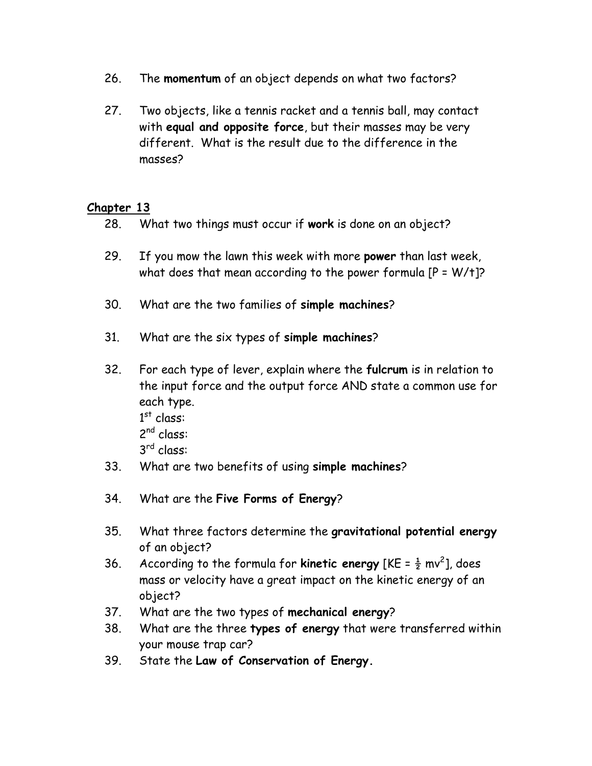26. The **momentum** of an object depends on what two factors?

27. Two objects, like a tennis racket and a tennis ball, may contact with **equal and opposite force**, but their masses may be very different. What is the result due to the difference in the masses?

## Chapter 13

28. What two things must occur if **work** is done on an object?

29. If you mow the lawn this week with more **power** than last week, what does that mean according to the power formula [$P = W/t$]?

30. What are the two families of **simple machines**?

31. What are the six types of **simple machines**?

32. For each type of lever, explain where the **fulcrum** is in relation to the input force and the output force AND state a common use for each type.
    1st class:
    2nd class:
    3rd class:

33. What are two benefits of using **simple machines**?

34. What are the **Five Forms of Energy**?

35. What three factors determine the **gravitational potential energy** of an object?

36. According to the formula for **kinetic energy** [$KE = \frac{1}{2} mv^2$], does mass or velocity have a great impact on the kinetic energy of an object?

37. What are the two types of **mechanical energy**?

38. What are the three **types of energy** that were transferred within your mouse trap car?

39. State the **Law of Conservation of Energy.**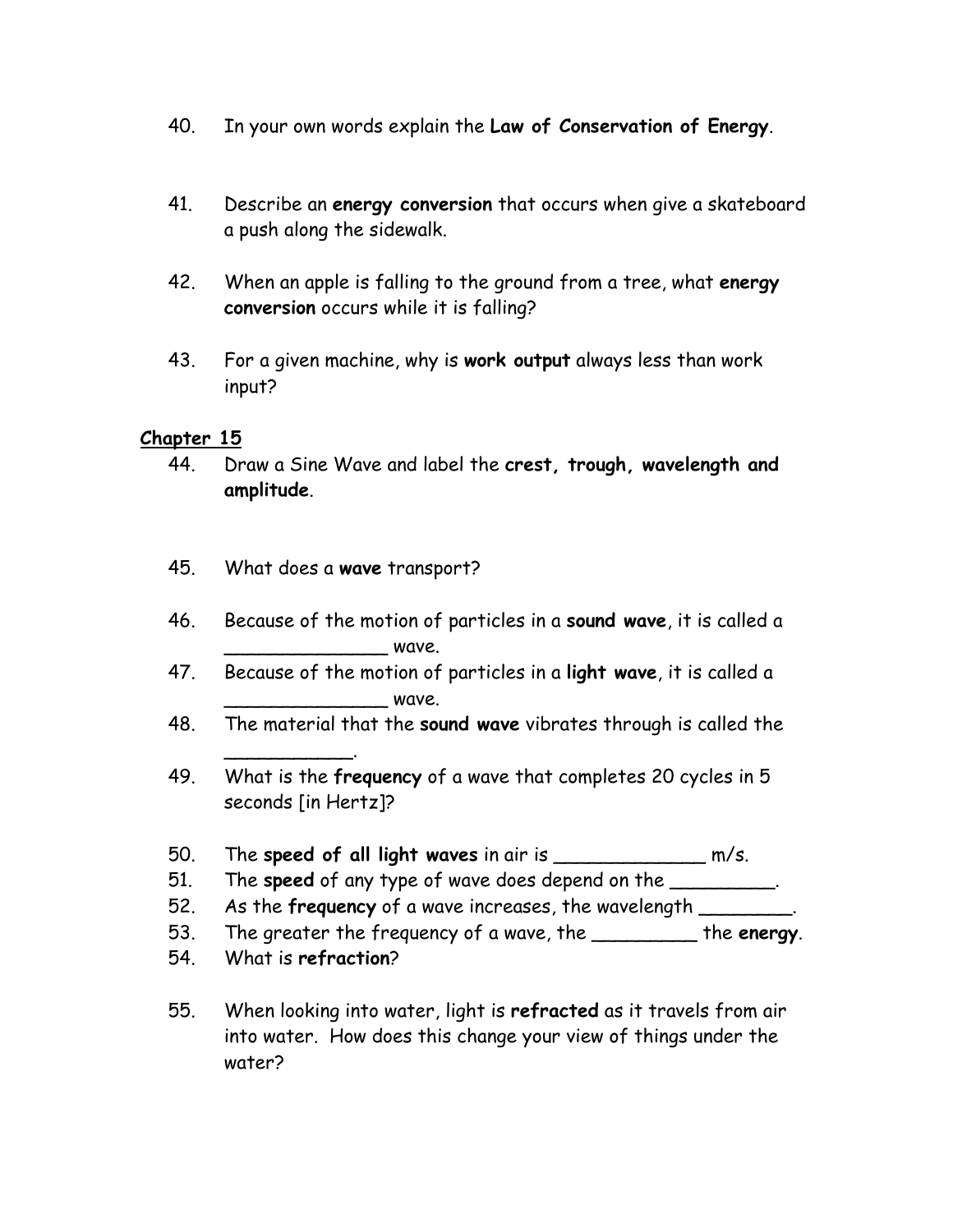40. In your own words explain the **Law of Conservation of Energy**.

41. Describe an **energy conversion** that occurs when give a skateboard a push along the sidewalk.

42. When an apple is falling to the ground from a tree, what **energy conversion** occurs while it is falling?

43. For a given machine, why is **work output** always less than work input?

**Chapter 15**

44. Draw a Sine Wave and label the **crest, trough, wavelength and amplitude**.

45. What does a **wave** transport?

46. Because of the motion of particles in a **sound wave**, it is called a ______________ wave.
47. Because of the motion of particles in a **light wave**, it is called a ______________ wave.
48. The material that the **sound wave** vibrates through is called the ___________.
49. What is the **frequency** of a wave that completes 20 cycles in 5 seconds [in Hertz]?

50. The **speed of all light waves** in air is _____________ m/s.
51. The **speed** of any type of wave does depend on the _________.
52. As the **frequency** of a wave increases, the wavelength ________.
53. The greater the frequency of a wave, the _________ the **energy**.
54. What is **refraction**?

55. When looking into water, light is **refracted** as it travels from air into water. How does this change your view of things under the water?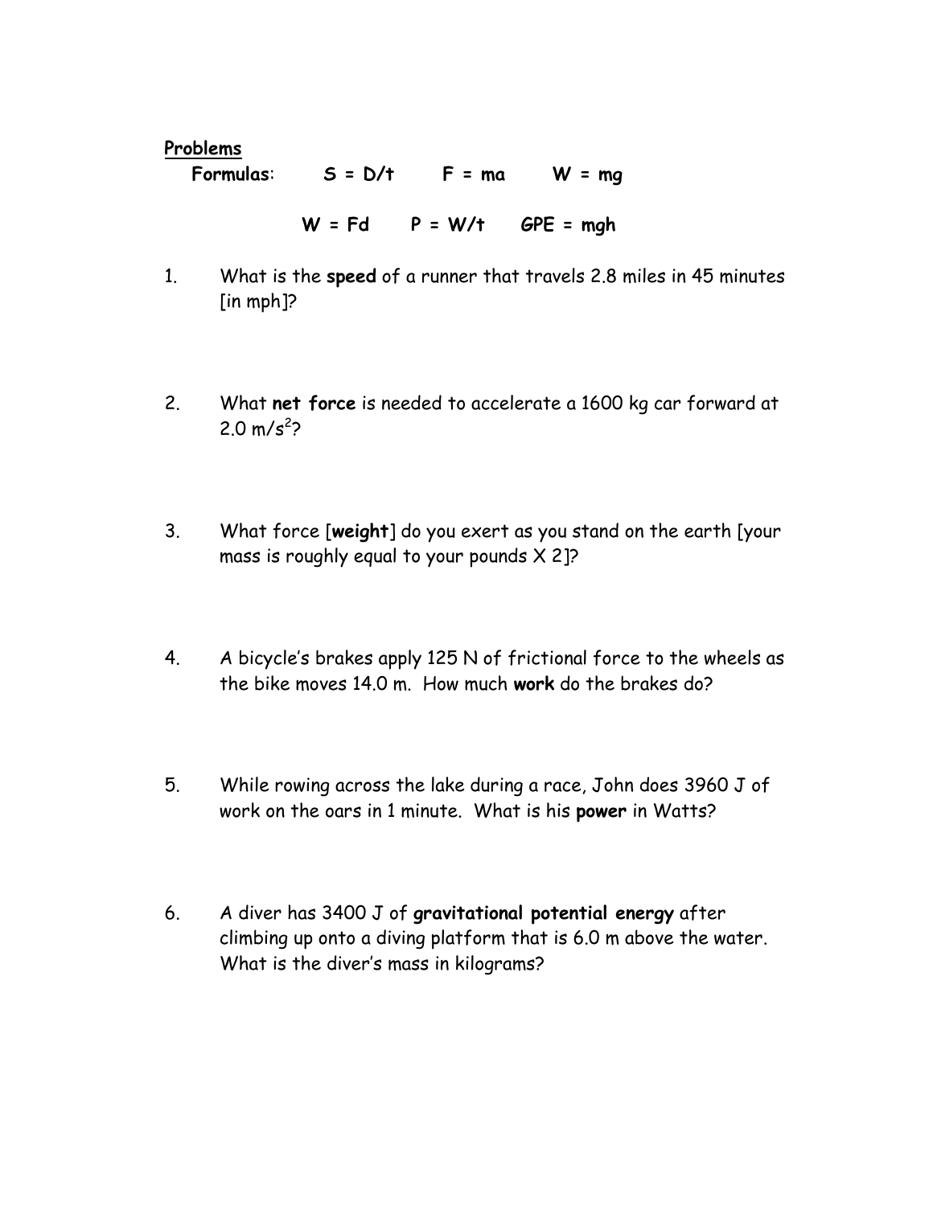**Problems**

**Formulas**: $S = D/t$ $F = ma$ $W = mg$

$W = Fd$ $P = W/t$ $GPE = mgh$

1. What is the **speed** of a runner that travels 2.8 miles in 45 minutes [in mph]?

2. What **net force** is needed to accelerate a 1600 kg car forward at 2.0 $m/s^2$?

3. What force [**weight**] do you exert as you stand on the earth [your mass is roughly equal to your pounds X 2]?

4. A bicycle's brakes apply 125 N of frictional force to the wheels as the bike moves 14.0 m. How much **work** do the brakes do?

5. While rowing across the lake during a race, John does 3960 J of work on the oars in 1 minute. What is his **power** in Watts?

6. A diver has 3400 J of **gravitational potential energy** after climbing up onto a diving platform that is 6.0 m above the water. What is the diver's mass in kilograms?